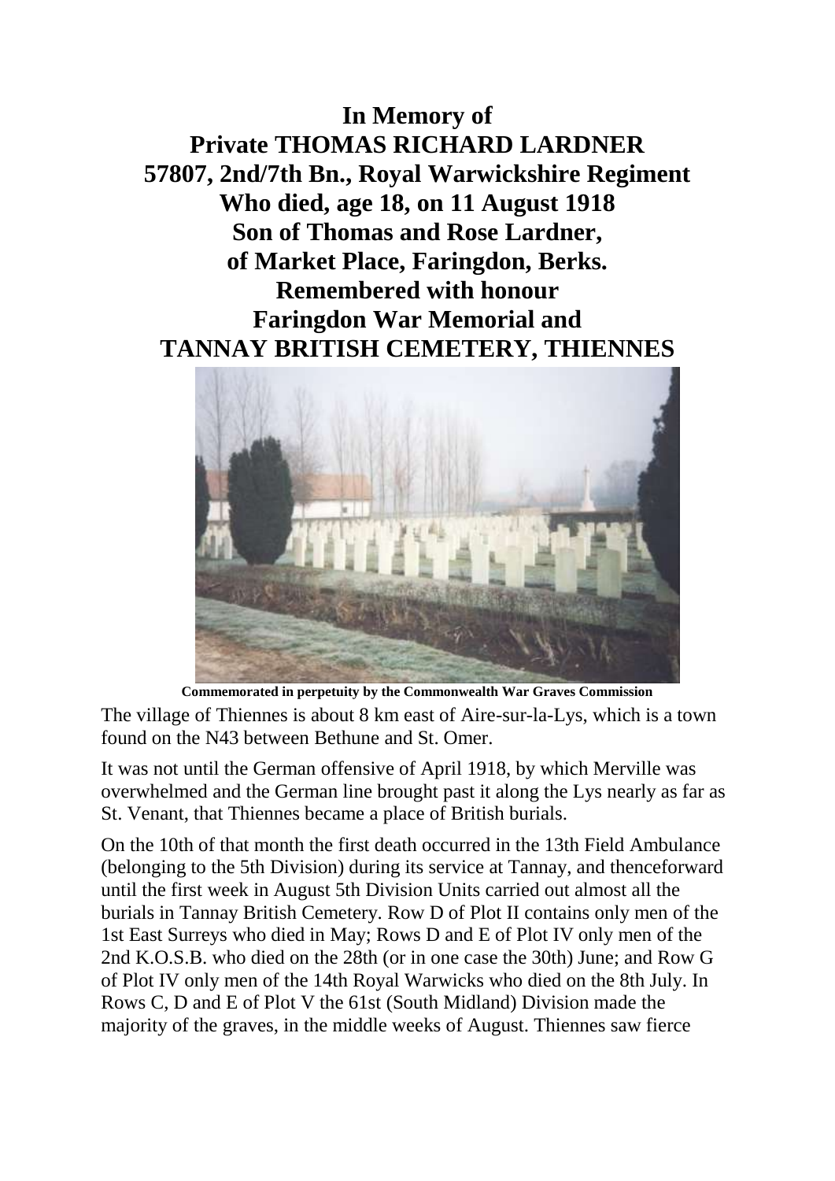# In Memory of
# Private THOMAS RICHARD LARDNER
# 57807, 2nd/7th Bn., Royal Warwickshire Regiment
# Who died, age 18, on 11 August 1918
# Son of Thomas and Rose Lardner,
# of Market Place, Faringdon, Berks.
# Remembered with honour
# Faringdon War Memorial and
# TANNAY BRITISH CEMETERY, THIENNES

**Commemorated in perpetuity by the Commonwealth War Graves Commission**

The village of Thiennes is about 8 km east of Aire-sur-la-Lys, which is a town found on the N43 between Bethune and St. Omer.

It was not until the German offensive of April 1918, by which Merville was overwhelmed and the German line brought past it along the Lys nearly as far as St. Venant, that Thiennes became a place of British burials.

On the 10th of that month the first death occurred in the 13th Field Ambulance (belonging to the 5th Division) during its service at Tannay, and thenceforward until the first week in August 5th Division Units carried out almost all the burials in Tannay British Cemetery. Row D of Plot II contains only men of the 1st East Surreys who died in May; Rows D and E of Plot IV only men of the 2nd K.O.S.B. who died on the 28th (or in one case the 30th) June; and Row G of Plot IV only men of the 14th Royal Warwicks who died on the 8th July. In Rows C, D and E of Plot V the 61st (South Midland) Division made the majority of the graves, in the middle weeks of August. Thiennes saw fierce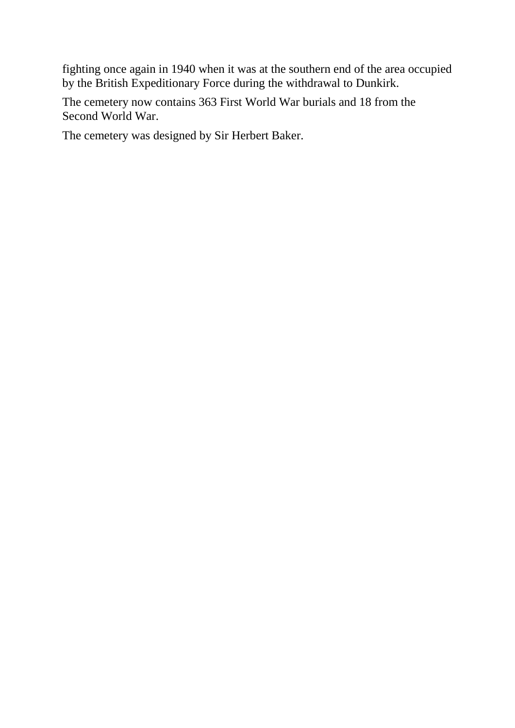fighting once again in 1940 when it was at the southern end of the area occupied by the British Expeditionary Force during the withdrawal to Dunkirk.

The cemetery now contains 363 First World War burials and 18 from the Second World War.

The cemetery was designed by Sir Herbert Baker.